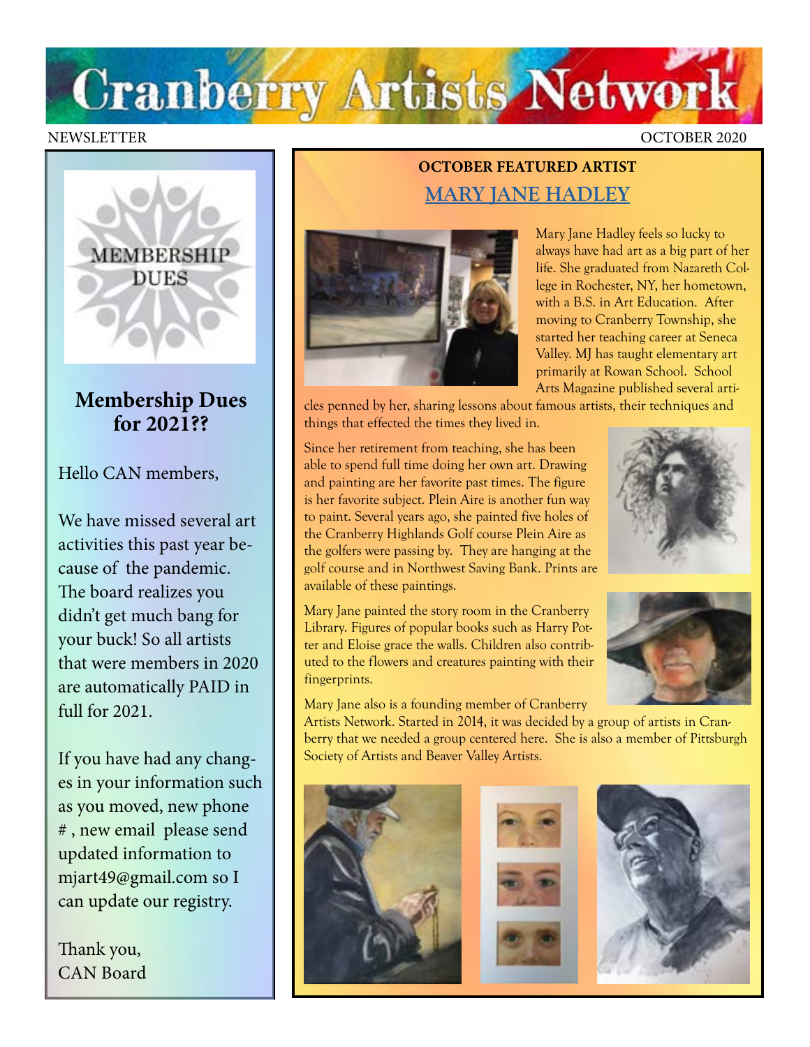# Cranberry Artists Network

NEWSLETTER OCTOBER 2020

MEMBERSHIP DUES

## Membership Dues for 2021??

Hello CAN members,

We have missed several art activities this past year because of the pandemic. The board realizes you didn't get much bang for your buck! So all artists that were members in 2020 are automatically PAID in full for 2021.

If you have had any changes in your information such as you moved, new phone # , new email please send updated information to mjart49@gmail.com so I can update our registry.

Thank you,
CAN Board

## OCTOBER FEATURED ARTIST

## MARY JANE HADLEY

Mary Jane Hadley feels so lucky to always have had art as a big part of her life. She graduated from Nazareth College in Rochester, NY, her hometown, with a B.S. in Art Education. After moving to Cranberry Township, she started her teaching career at Seneca Valley. MJ has taught elementary art primarily at Rowan School. School Arts Magazine published several articles penned by her, sharing lessons about famous artists, their techniques and things that effected the times they lived in.

Since her retirement from teaching, she has been able to spend full time doing her own art. Drawing and painting are her favorite past times. The figure is her favorite subject. Plein Aire is another fun way to paint. Several years ago, she painted five holes of the Cranberry Highlands Golf course Plein Aire as the golfers were passing by. They are hanging at the golf course and in Northwest Saving Bank. Prints are available of these paintings.

Mary Jane painted the story room in the Cranberry Library. Figures of popular books such as Harry Potter and Eloise grace the walls. Children also contributed to the flowers and creatures painting with their fingerprints.

Mary Jane also is a founding member of Cranberry Artists Network. Started in 2014, it was decided by a group of artists in Cranberry that we needed a group centered here. She is also a member of Pittsburgh Society of Artists and Beaver Valley Artists.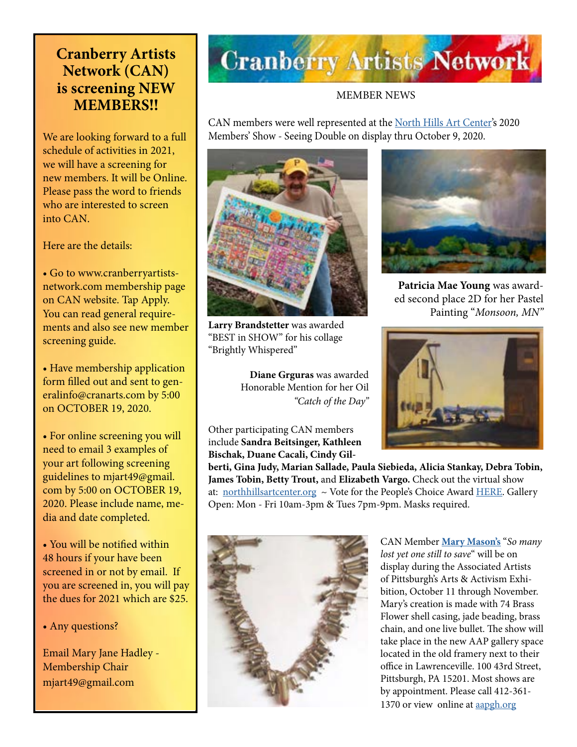# Cranberry Artists Network (CAN) is screening NEW MEMBERS!!

We are looking forward to a full schedule of activities in 2021, we will have a screening for new members. It will be Online. Please pass the word to friends who are interested to screen into CAN.

Here are the details:

- Go to www.cranberryartists-network.com membership page on CAN website. Tap Apply. You can read general requirements and also see new member screening guide.
- Have membership application form filled out and sent to generalinfo@cranarts.com by 5:00 on OCTOBER 19, 2020.
- For online screening you will need to email 3 examples of your art following screening guidelines to mjart49@gmail.com by 5:00 on OCTOBER 19, 2020. Please include name, media and date completed.
- You will be notified within 48 hours if your have been screened in or not by email. If you are screened in, you will pay the dues for 2021 which are $25.
- Any questions?

Email Mary Jane Hadley - Membership Chair mjart49@gmail.com

# Cranberry Artists Network

MEMBER NEWS

CAN members were well represented at the North Hills Art Center's 2020 Members' Show - Seeing Double on display thru October 9, 2020.

**Larry Brandstetter** was awarded "BEST in SHOW" for his collage "Brightly Whispered"

**Patricia Mae Young** was awarded second place 2D for her Pastel Painting "*Monsoon, MN*"

**Diane Grguras** was awarded Honorable Mention for her Oil *"Catch of the Day"*

Other participating CAN members include **Sandra Beitsinger, Kathleen Bischak, Duane Cacali, Cindy Gilberti, Gina Judy, Marian Sallade, Paula Siebieda, Alicia Stankay, Debra Tobin, James Tobin, Betty Trout,** and **Elizabeth Vargo.** Check out the virtual show at: northhillsartcenter.org ~ Vote for the People's Choice Award HERE. Gallery Open: Mon - Fri 10am-3pm & Tues 7pm-9pm. Masks required.

CAN Member **Mary Mason's** "*So many lost yet one still to save*" will be on display during the Associated Artists of Pittsburgh's Arts & Activism Exhibition, October 11 through November. Mary's creation is made with 74 Brass Flower shell casing, jade beading, brass chain, and one live bullet. The show will take place in the new AAP gallery space located in the old framery next to their office in Lawrenceville. 100 43rd Street, Pittsburgh, PA 15201. Most shows are by appointment. Please call 412-361-1370 or view online at aapgh.org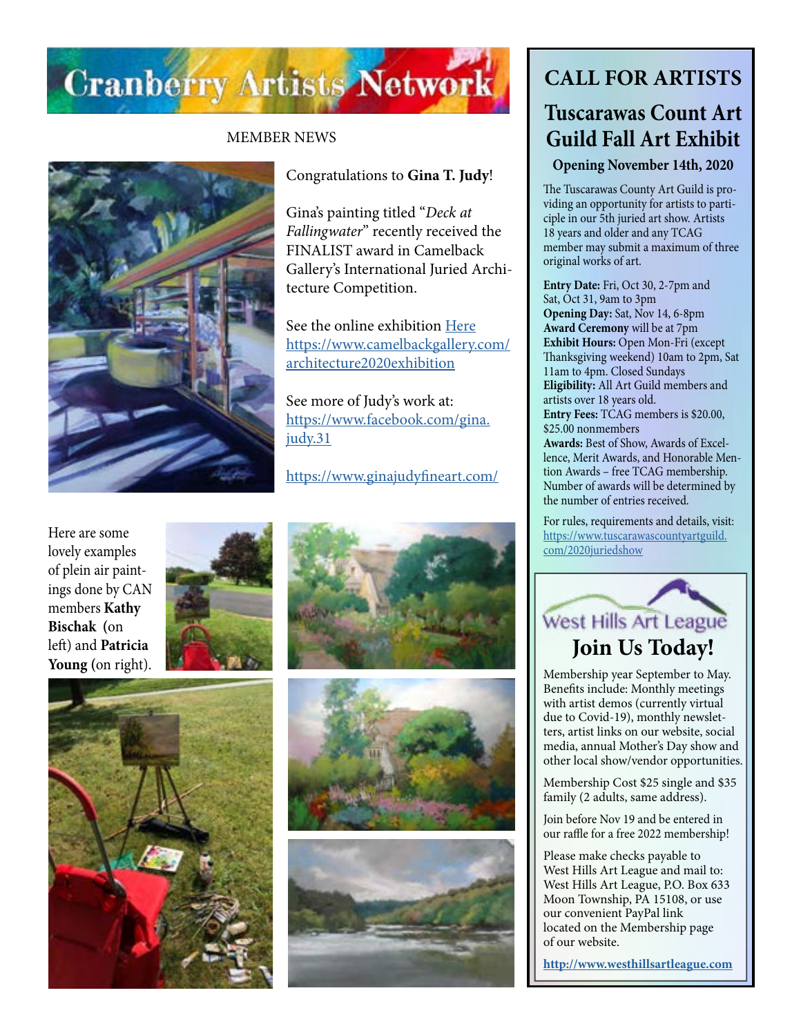# Cranberry Artists Network

MEMBER NEWS

Congratulations to **Gina T. Judy**!

Gina's painting titled "*Deck at Fallingwater*" recently received the FINALIST award in Camelback Gallery's International Juried Architecture Competition.

See the online exhibition Here https://www.camelbackgallery.com/architecture2020exhibition

See more of Judy's work at: https://www.facebook.com/gina.judy.31

https://www.ginajudyfineart.com/

Here are some lovely examples of plein air paintings done by CAN members **Kathy Bischak** (on left) and **Patricia Young** (on right).

## CALL FOR ARTISTS

## Tuscarawas Count Art Guild Fall Art Exhibit

### Opening November 14th, 2020

The Tuscarawas County Art Guild is providing an opportunity for artists to participle in our 5th juried art show. Artists 18 years and older and any TCAG member may submit a maximum of three original works of art.

**Entry Date:** Fri, Oct 30, 2-7pm and Sat, Oct 31, 9am to 3pm
**Opening Day:** Sat, Nov 14, 6-8pm
**Award Ceremony** will be at 7pm
**Exhibit Hours:** Open Mon-Fri (except Thanksgiving weekend) 10am to 2pm, Sat 11am to 4pm. Closed Sundays
**Eligibility:** All Art Guild members and artists over 18 years old.
**Entry Fees:** TCAG members is $20.00, $25.00 nonmembers
**Awards:** Best of Show, Awards of Excellence, Merit Awards, and Honorable Mention Awards – free TCAG membership. Number of awards will be determined by the number of entries received.

For rules, requirements and details, visit: https://www.tuscarawascountyartguild.com/2020juriedshow

West Hills Art League

## Join Us Today!

Membership year September to May. Benefits include: Monthly meetings with artist demos (currently virtual due to Covid-19), monthly newsletters, artist links on our website, social media, annual Mother's Day show and other local show/vendor opportunities.

Membership Cost $25 single and $35 family (2 adults, same address).

Join before Nov 19 and be entered in our raffle for a free 2022 membership!

Please make checks payable to West Hills Art League and mail to: West Hills Art League, P.O. Box 633 Moon Township, PA 15108, or use our convenient PayPal link located on the Membership page of our website.

**http://www.westhillsartleague.com**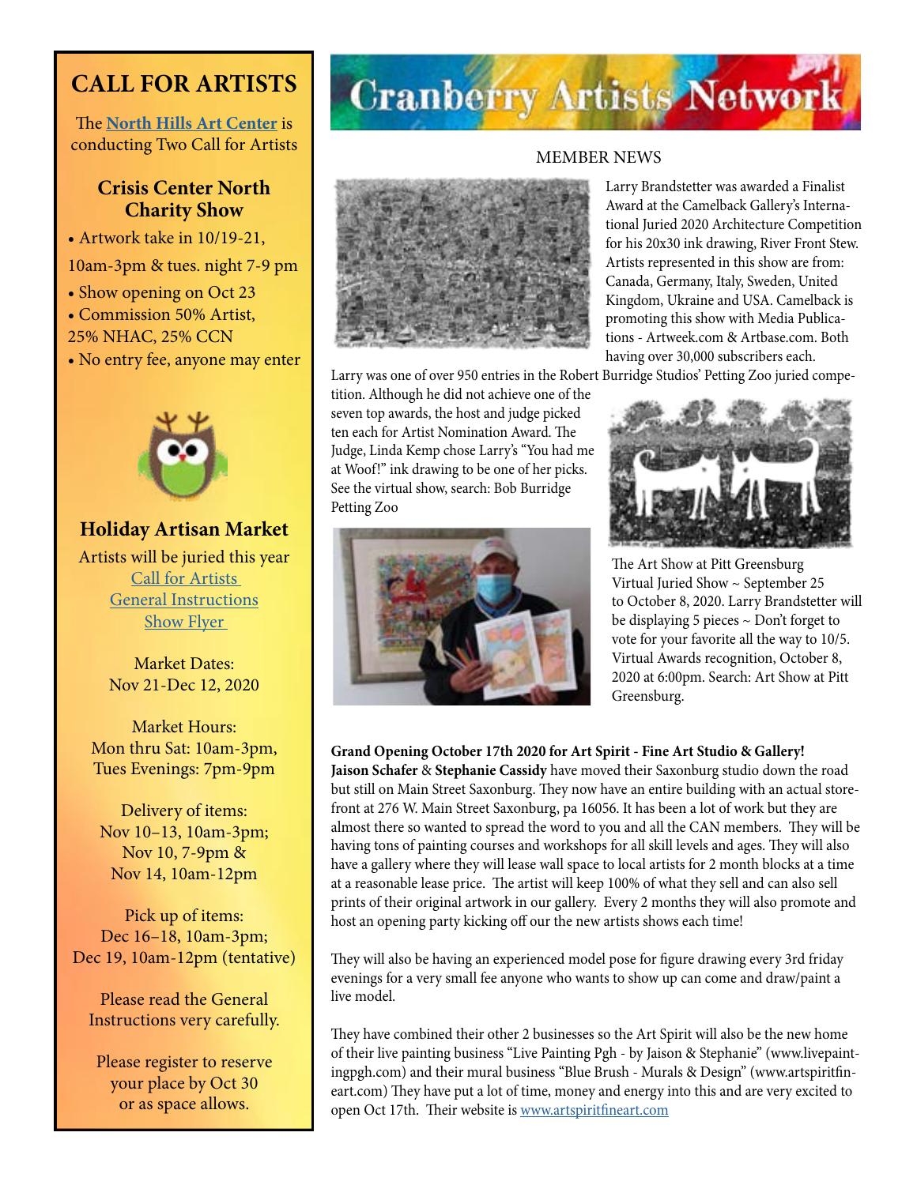# CALL FOR ARTISTS

The **North Hills Art Center** is conducting Two Call for Artists

## Crisis Center North Charity Show

- Artwork take in 10/19-21, 10am-3pm & tues. night 7-9 pm
- Show opening on Oct 23
- Commission 50% Artist, 25% NHAC, 25% CCN
- No entry fee, anyone may enter

## Holiday Artisan Market

Artists will be juried this year

Call for Artists

General Instructions

Show Flyer

Market Dates:
Nov 21-Dec 12, 2020

Market Hours:
Mon thru Sat: 10am-3pm,
Tues Evenings: 7pm-9pm

Delivery of items:
Nov 10–13, 10am-3pm;
Nov 10, 7-9pm &
Nov 14, 10am-12pm

Pick up of items:
Dec 16–18, 10am-3pm;
Dec 19, 10am-12pm (tentative)

Please read the General Instructions very carefully.

Please register to reserve your place by Oct 30 or as space allows.

# Cranberry Artists Network

## MEMBER NEWS

Larry Brandstetter was awarded a Finalist Award at the Camelback Gallery's International Juried 2020 Architecture Competition for his 20x30 ink drawing, River Front Stew. Artists represented in this show are from: Canada, Germany, Italy, Sweden, United Kingdom, Ukraine and USA. Camelback is promoting this show with Media Publications - Artweek.com & Artbase.com. Both having over 30,000 subscribers each.

Larry was one of over 950 entries in the Robert Burridge Studios' Petting Zoo juried competition. Although he did not achieve one of the seven top awards, the host and judge picked ten each for Artist Nomination Award. The Judge, Linda Kemp chose Larry's "You had me at Woof!" ink drawing to be one of her picks. See the virtual show, search: Bob Burridge Petting Zoo

The Art Show at Pitt Greensburg Virtual Juried Show ~ September 25 to October 8, 2020. Larry Brandstetter will be displaying 5 pieces ~ Don't forget to vote for your favorite all the way to 10/5. Virtual Awards recognition, October 8, 2020 at 6:00pm. Search: Art Show at Pitt Greensburg.

**Grand Opening October 17th 2020 for Art Spirit - Fine Art Studio & Gallery!**
**Jaison Schafer** & **Stephanie Cassidy** have moved their Saxonburg studio down the road but still on Main Street Saxonburg. They now have an entire building with an actual storefront at 276 W. Main Street Saxonburg, pa 16056. It has been a lot of work but they are almost there so wanted to spread the word to you and all the CAN members. They will be having tons of painting courses and workshops for all skill levels and ages. They will also have a gallery where they will lease wall space to local artists for 2 month blocks at a time at a reasonable lease price. The artist will keep 100% of what they sell and can also sell prints of their original artwork in our gallery. Every 2 months they will also promote and host an opening party kicking off our the new artists shows each time!

They will also be having an experienced model pose for figure drawing every 3rd friday evenings for a very small fee anyone who wants to show up can come and draw/paint a live model.

They have combined their other 2 businesses so the Art Spirit will also be the new home of their live painting business "Live Painting Pgh - by Jaison & Stephanie" (www.livepaintingpgh.com) and their mural business "Blue Brush - Murals & Design" (www.artspiritfineart.com) They have put a lot of time, money and energy into this and are very excited to open Oct 17th. Their website is www.artspiritfineart.com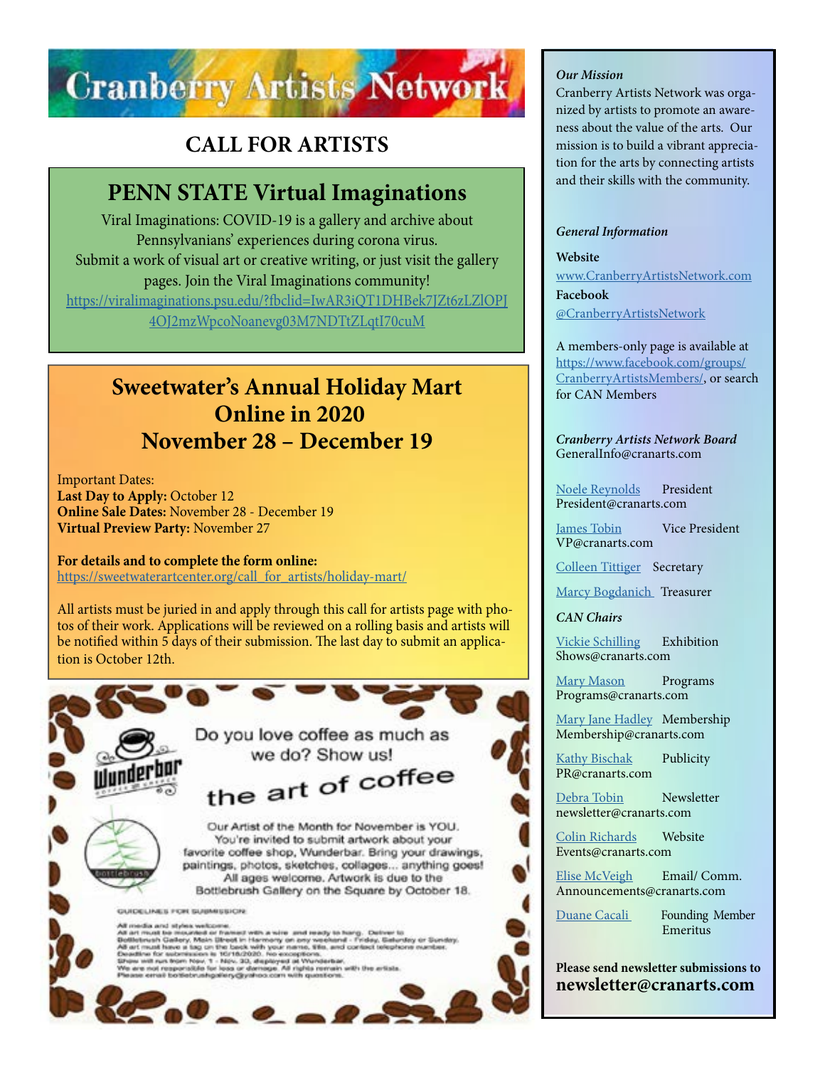# Cranberry Artists Network

## CALL FOR ARTISTS

### PENN STATE Virtual Imaginations

Viral Imaginations: COVID-19 is a gallery and archive about Pennsylvanians' experiences during corona virus.
Submit a work of visual art or creative writing, or just visit the gallery pages. Join the Viral Imaginations community!
https://viralimaginations.psu.edu/?fbclid=IwAR3iQT1DHBek7JZt6zLZlOPJ4OJ2mzWpcoNoanevg03M7NDTtZLqtI70cuM

### Sweetwater's Annual Holiday Mart Online in 2020 November 28 – December 19

Important Dates:
**Last Day to Apply:** October 12
**Online Sale Dates:** November 28 - December 19
**Virtual Preview Party:** November 27

**For details and to complete the form online:**
https://sweetwaterartcenter.org/call_for_artists/holiday-mart/

All artists must be juried in and apply through this call for artists page with photos of their work. Applications will be reviewed on a rolling basis and artists will be notified within 5 days of their submission. The last day to submit an application is October 12th.

Do you love coffee as much as we do? Show us!

the art of coffee

Our Artist of the Month for November is YOU. You're invited to submit artwork about your favorite coffee shop, Wunderbar. Bring your drawings, paintings, photos, sketches, collages... anything goes! All ages welcome. Artwork is due to the Bottlebrush Gallery on the Square by October 18.

GUIDELINES FOR SUBMISSION:

All media and styles welcome.
All art must be mounted or framed with a wire and ready to hang. Deliver to Bottlebrush Gallery, Main Street in Harmony on any weekend - Friday, Saturday or Sunday.
All art must have a tag on the back with your name, title, and contact telephone number.
Deadline for submission is 10/18/2020. No exceptions.
Show will run from Nov. 1 - Nov. 30, displayed at Wunderbar.
We are not responsible for loss or damage. All rights remain with the artists.
Please email bottlebrushgallery@yahoo.com with questions.

---

***Our Mission***

Cranberry Artists Network was organized by artists to promote an awareness about the value of the arts. Our mission is to build a vibrant appreciation for the arts by connecting artists and their skills with the community.

***General Information***

**Website**
www.CranberryArtistsNetwork.com
**Facebook**
@CranberryArtistsNetwork

A members-only page is available at https://www.facebook.com/groups/CranberryArtistsMembers/, or search for CAN Members

***Cranberry Artists Network Board***
GeneralInfo@cranarts.com

Noele Reynolds — President
President@cranarts.com

James Tobin — Vice President
VP@cranarts.com

Colleen Tittiger — Secretary

Marcy Bogdanich — Treasurer

***CAN Chairs***

Vickie Schilling — Exhibition
Shows@cranarts.com

Mary Mason — Programs
Programs@cranarts.com

Mary Jane Hadley — Membership
Membership@cranarts.com

Kathy Bischak — Publicity
PR@cranarts.com

Debra Tobin — Newsletter
newsletter@cranarts.com

Colin Richards — Website
Events@cranarts.com

Elise McVeigh — Email/ Comm.
Announcements@cranarts.com

Duane Cacali — Founding Member Emeritus

**Please send newsletter submissions to**
**newsletter@cranarts.com**